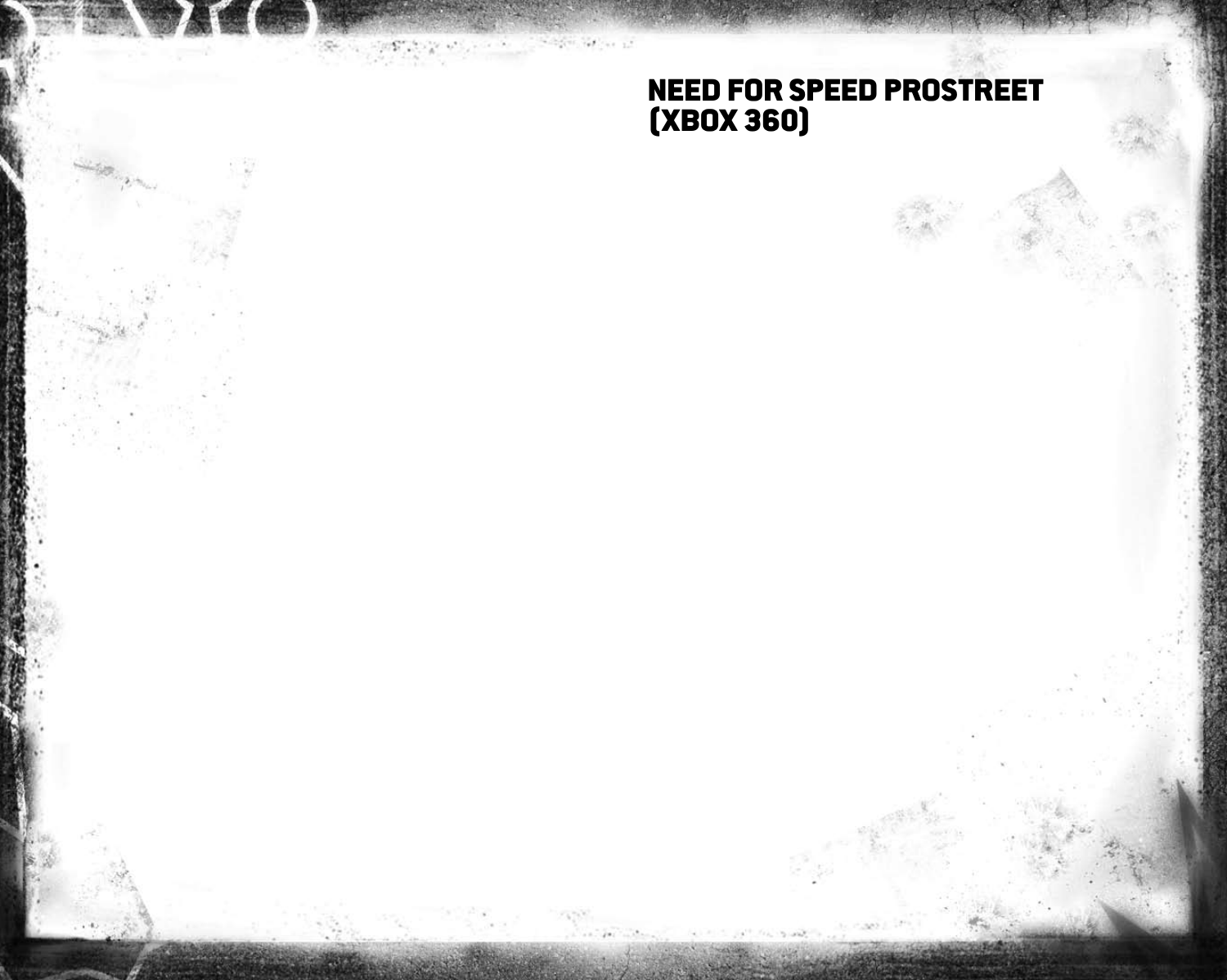# NEED FOR SPEED PROSTREET (XBOX 360)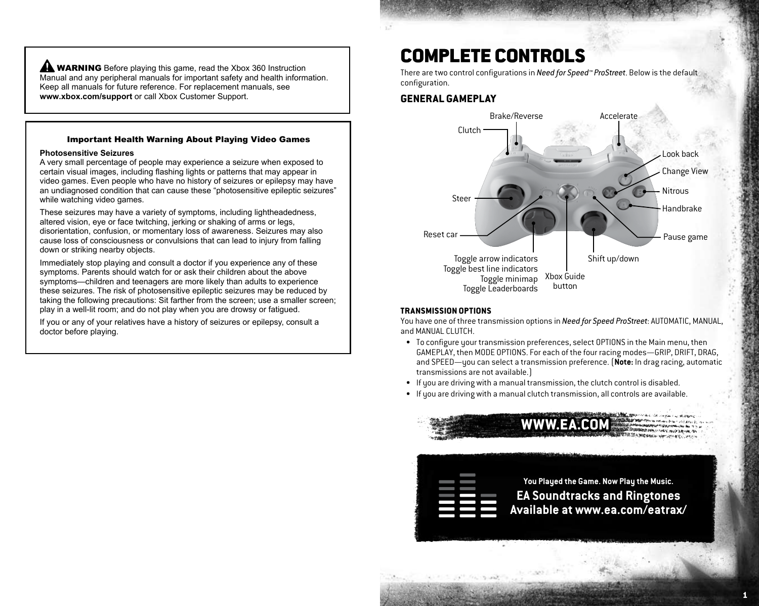**⚠ WARNING** Before playing this game, read the Xbox 360 Instruction Manual and any peripheral manuals for important safety and health information. Keep all manuals for future reference. For replacement manuals, see **www.xbox.com/support** or call Xbox Customer Support.

### Important Health Warning About Playing Video Games

**Photosensitive Seizures**

A very small percentage of people may experience a seizure when exposed to certain visual images, including flashing lights or patterns that may appear in video games. Even people who have no history of seizures or epilepsy may have an undiagnosed condition that can cause these "photosensitive epileptic seizures" while watching video games.

These seizures may have a variety of symptoms, including lightheadedness, altered vision, eye or face twitching, jerking or shaking of arms or legs, disorientation, confusion, or momentary loss of awareness. Seizures may also cause loss of consciousness or convulsions that can lead to injury from falling down or striking nearby objects.

Immediately stop playing and consult a doctor if you experience any of these symptoms. Parents should watch for or ask their children about the above symptoms—children and teenagers are more likely than adults to experience these seizures. The risk of photosensitive epileptic seizures may be reduced by taking the following precautions: Sit farther from the screen; use a smaller screen; play in a well-lit room; and do not play when you are drowsy or fatigued.

If you or any of your relatives have a history of seizures or epilepsy, consult a doctor before playing.

# COMPLETE CONTROLS

There are two control configurations in *Need for Speed™ ProStreet*. Below is the default configuration.

## GENERAL GAMEPLAY

- Brake/Reverse
- Accelerate
- Clutch
- Look back
- Change View
- Nitrous
- Handbrake
- Steer
- Reset car
- Pause game
- Toggle arrow indicators / Toggle best line indicators / Toggle minimap / Toggle Leaderboards
- Xbox Guide button
- Shift up/down

### TRANSMISSION OPTIONS

You have one of three transmission options in *Need for Speed ProStreet*: AUTOMATIC, MANUAL, and MANUAL CLUTCH.

- To configure your transmission preferences, select OPTIONS in the Main menu, then GAMEPLAY, then MODE OPTIONS. For each of the four racing modes—GRIP, DRIFT, DRAG, and SPEED—you can select a transmission preference. (**Note:** In drag racing, automatic transmissions are not available.)
- If you are driving with a manual transmission, the clutch control is disabled.
- If you are driving with a manual clutch transmission, all controls are available.

**WWW.EA.COM**

**You Played the Game. Now Play the Music.**

**EA Soundtracks and Ringtones Available at www.ea.com/eatrax/**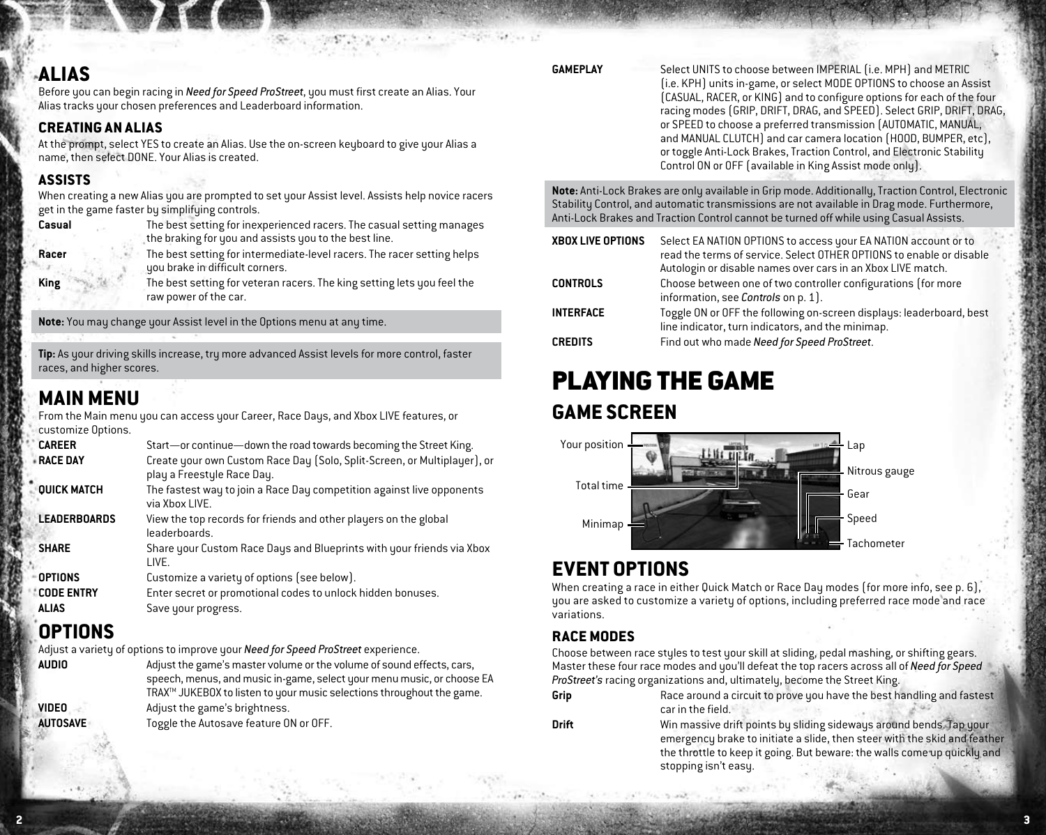## ALIAS

Before you can begin racing in *Need for Speed ProStreet*, you must first create an Alias. Your Alias tracks your chosen preferences and Leaderboard information.

### CREATING AN ALIAS

At the prompt, select YES to create an Alias. Use the on-screen keyboard to give your Alias a name, then select DONE. Your Alias is created.

### ASSISTS

When creating a new Alias you are prompted to set your Assist level. Assists help novice racers get in the game faster by simplifying controls.

| | |
|---|---|
| **Casual** | The best setting for inexperienced racers. The casual setting manages the braking for you and assists you to the best line. |
| **Racer** | The best setting for intermediate-level racers. The racer setting helps you brake in difficult corners. |
| **King** | The best setting for veteran racers. The king setting lets you feel the raw power of the car. |

**Note:** You may change your Assist level in the Options menu at any time.

**Tip:** As your driving skills increase, try more advanced Assist levels for more control, faster races, and higher scores.

## MAIN MENU

From the Main menu you can access your Career, Race Days, and Xbox LIVE features, or customize Options.

| | |
|---|---|
| **CAREER** | Start—or continue—down the road towards becoming the Street King. |
| **RACE DAY** | Create your own Custom Race Day (Solo, Split-Screen, or Multiplayer), or play a Freestyle Race Day. |
| **QUICK MATCH** | The fastest way to join a Race Day competition against live opponents via Xbox LIVE. |
| **LEADERBOARDS** | View the top records for friends and other players on the global leaderboards. |
| **SHARE** | Share your Custom Race Days and Blueprints with your friends via Xbox LIVE. |
| **OPTIONS** | Customize a variety of options (see below). |
| **CODE ENTRY** | Enter secret or promotional codes to unlock hidden bonuses. |
| **ALIAS** | Save your progress. |

## OPTIONS

Adjust a variety of options to improve your *Need for Speed ProStreet* experience.

| | |
|---|---|
| **AUDIO** | Adjust the game's master volume or the volume of sound effects, cars, speech, menus, and music in-game, select your menu music, or choose EA TRAX™ JUKEBOX to listen to your music selections throughout the game. |
| **VIDEO** | Adjust the game's brightness. |
| **AUTOSAVE** | Toggle the Autosave feature ON or OFF. |
| **GAMEPLAY** | Select UNITS to choose between IMPERIAL (i.e. MPH) and METRIC (i.e. KPH) units in-game, or select MODE OPTIONS to choose an Assist (CASUAL, RACER, or KING) and to configure options for each of the four racing modes (GRIP, DRIFT, DRAG, and SPEED). Select GRIP, DRIFT, DRAG, or SPEED to choose a preferred transmission (AUTOMATIC, MANUAL, and MANUAL CLUTCH) and car camera location (HOOD, BUMPER, etc), or toggle Anti-Lock Brakes, Traction Control, and Electronic Stability Control ON or OFF (available in King Assist mode only). |

**Note:** Anti-Lock Brakes are only available in Grip mode. Additionally, Traction Control, Electronic Stability Control, and automatic transmissions are not available in Drag mode. Furthermore, Anti-Lock Brakes and Traction Control cannot be turned off while using Casual Assists.

| | |
|---|---|
| **XBOX LIVE OPTIONS** | Select EA NATION OPTIONS to access your EA NATION account or to read the terms of service. Select OTHER OPTIONS to enable or disable Autologin or disable names over cars in an Xbox LIVE match. |
| **CONTROLS** | Choose between one of two controller configurations (for more information, see *Controls* on p. 1). |
| **INTERFACE** | Toggle ON or OFF the following on-screen displays: leaderboard, best line indicator, turn indicators, and the minimap. |
| **CREDITS** | Find out who made *Need for Speed ProStreet*. |

# PLAYING THE GAME

## GAME SCREEN

Your position · Total time · Minimap · Lap · Nitrous gauge · Gear · Speed · Tachometer

## EVENT OPTIONS

When creating a race in either Quick Match or Race Day modes (for more info, see p. 6), you are asked to customize a variety of options, including preferred race mode and race variations.

### RACE MODES

Choose between race styles to test your skill at sliding, pedal mashing, or shifting gears. Master these four race modes and you'll defeat the top racers across all of *Need for Speed ProStreet's* racing organizations and, ultimately, become the Street King.

| | |
|---|---|
| **Grip** | Race around a circuit to prove you have the best handling and fastest car in the field. |
| **Drift** | Win massive drift points by sliding sideways around bends. Tap your emergency brake to initiate a slide, then steer with the skid and feather the throttle to keep it going. But beware: the walls come up quickly and stopping isn't easy. |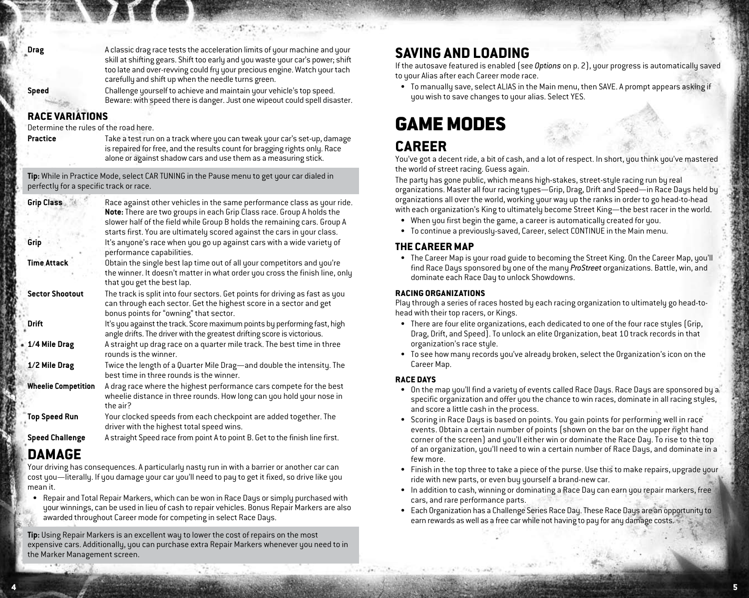| | |
|---|---|
| **Drag** | A classic drag race tests the acceleration limits of your machine and your skill at shifting gears. Shift too early and you waste your car's power; shift too late and over-revving could fry your precious engine. Watch your tach carefully and shift up when the needle turns green. |
| **Speed** | Challenge yourself to achieve and maintain your vehicle's top speed. Beware: with speed there is danger. Just one wipeout could spell disaster. |

### RACE VARIATIONS

Determine the rules of the road here.

| | |
|---|---|
| **Practice** | Take a test run on a track where you can tweak your car's set-up, damage is repaired for free, and the results count for bragging rights only. Race alone or against shadow cars and use them as a measuring stick. |

**Tip:** While in Practice Mode, select CAR TUNING in the Pause menu to get your car dialed in perfectly for a specific track or race.

| | |
|---|---|
| **Grip Class** | Race against other vehicles in the same performance class as your ride. **Note:** There are two groups in each Grip Class race. Group A holds the slower half of the field while Group B holds the remaining cars. Group A starts first. You are ultimately scored against the cars in your class. |
| **Grip** | It's anyone's race when you go up against cars with a wide variety of performance capabilities. |
| **Time Attack** | Obtain the single best lap time out of all your competitors and you're the winner. It doesn't matter in what order you cross the finish line, only that you get the best lap. |
| **Sector Shootout** | The track is split into four sectors. Get points for driving as fast as you can through each sector. Get the highest score in a sector and get bonus points for "owning" that sector. |
| **Drift** | It's you against the track. Score maximum points by performing fast, high angle drifts. The driver with the greatest drifting score is victorious. |
| **1/4 Mile Drag** | A straight up drag race on a quarter mile track. The best time in three rounds is the winner. |
| **1/2 Mile Drag** | Twice the length of a Quarter Mile Drag—and double the intensity. The best time in three rounds is the winner. |
| **Wheelie Competition** | A drag race where the highest performance cars compete for the best wheelie distance in three rounds. How long can you hold your nose in the air? |
| **Top Speed Run** | Your clocked speeds from each checkpoint are added together. The driver with the highest total speed wins. |
| **Speed Challenge** | A straight Speed race from point A to point B. Get to the finish line first. |

## DAMAGE

Your driving has consequences. A particularly nasty run in with a barrier or another car can cost you—literally. If you damage your car you'll need to pay to get it fixed, so drive like you mean it.

- Repair and Total Repair Markers, which can be won in Race Days or simply purchased with your winnings, can be used in lieu of cash to repair vehicles. Bonus Repair Markers are also awarded throughout Career mode for competing in select Race Days.

**Tip:** Using Repair Markers is an excellent way to lower the cost of repairs on the most expensive cars. Additionally, you can purchase extra Repair Markers whenever you need to in the Marker Management screen.

## SAVING AND LOADING

If the autosave featured is enabled (see *Options* on p. 2), your progress is automatically saved to your Alias after each Career mode race.

- To manually save, select ALIAS in the Main menu, then SAVE. A prompt appears asking if you wish to save changes to your alias. Select YES.

# GAME MODES

## CAREER

You've got a decent ride, a bit of cash, and a lot of respect. In short, you think you've mastered the world of street racing. Guess again.

The party has gone public, which means high-stakes, street-style racing run by real organizations. Master all four racing types—Grip, Drag, Drift and Speed—in Race Days held by organizations all over the world, working your way up the ranks in order to go head-to-head with each organization's King to ultimately become Street King—the best racer in the world.

- When you first begin the game, a career is automatically created for you.
- To continue a previously-saved, Career, select CONTINUE in the Main menu.

### THE CAREER MAP

- The Career Map is your road guide to becoming the Street King. On the Career Map, you'll find Race Days sponsored by one of the many *ProStreet* organizations. Battle, win, and dominate each Race Day to unlock Showdowns.

#### RACING ORGANIZATIONS

Play through a series of races hosted by each racing organization to ultimately go head-to-head with their top racers, or Kings.

- There are four elite organizations, each dedicated to one of the four race styles (Grip, Drag, Drift, and Speed). To unlock an elite Organization, beat 10 track records in that organization's race style.
- To see how many records you've already broken, select the Organization's icon on the Career Map.

#### RACE DAYS

- On the map you'll find a variety of events called Race Days. Race Days are sponsored by a specific organization and offer you the chance to win races, dominate in all racing styles, and score a little cash in the process.
- Scoring in Race Days is based on points. You gain points for performing well in race events. Obtain a certain number of points (shown on the bar on the upper right hand corner of the screen) and you'll either win or dominate the Race Day. To rise to the top of an organization, you'll need to win a certain number of Race Days, and dominate in a few more.
- Finish in the top three to take a piece of the purse. Use this to make repairs, upgrade your ride with new parts, or even buy yourself a brand-new car.
- In addition to cash, winning or dominating a Race Day can earn you repair markers, free cars, and rare performance parts.
- Each Organization has a Challenge Series Race Day. These Race Days are an opportunity to earn rewards as well as a free car while not having to pay for any damage costs.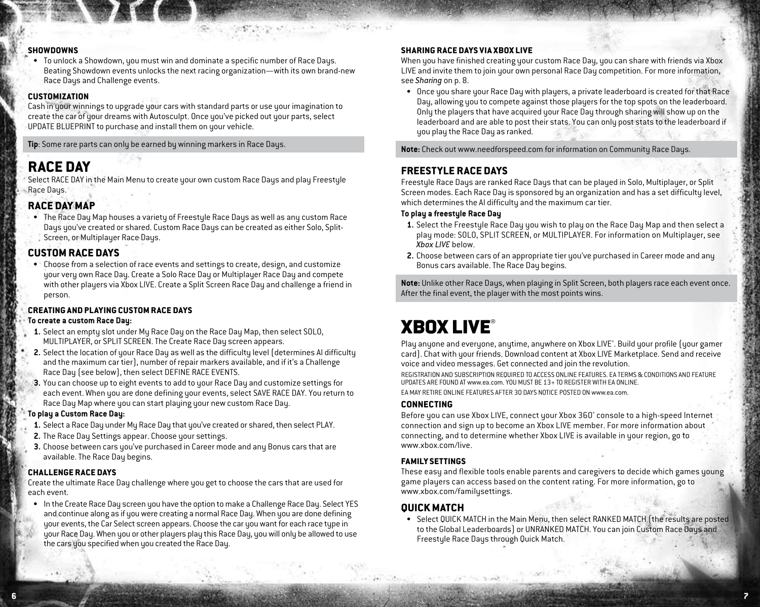#### SHOWDOWNS

- To unlock a Showdown, you must win and dominate a specific number of Race Days. Beating Showdown events unlocks the next racing organization—with its own brand-new Race Days and Challenge events.

#### CUSTOMIZATION

Cash in your winnings to upgrade your cars with standard parts or use your imagination to create the car of your dreams with Autosculpt. Once you've picked out your parts, select UPDATE BLUEPRINT to purchase and install them on your vehicle.

**Tip**: Some rare parts can only be earned by winning markers in Race Days.

## RACE DAY

Select RACE DAY in the Main Menu to create your own custom Race Days and play Freestyle Race Days.

### RACE DAY MAP

- The Race Day Map houses a variety of Freestyle Race Days as well as any custom Race Days you've created or shared. Custom Race Days can be created as either Solo, Split-Screen, or Multiplayer Race Days.

### CUSTOM RACE DAYS

- Choose from a selection of race events and settings to create, design, and customize your very own Race Day. Create a Solo Race Day or Multiplayer Race Day and compete with other players via Xbox LIVE. Create a Split Screen Race Day and challenge a friend in person.

#### CREATING AND PLAYING CUSTOM RACE DAYS

**To create a custom Race Day:**

1. Select an empty slot under My Race Day on the Race Day Map, then select SOLO, MULTIPLAYER, or SPLIT SCREEN. The Create Race Day screen appears.
2. Select the location of your Race Day as well as the difficulty level (determines AI difficulty and the maximum car tier), number of repair markers available, and if it's a Challenge Race Day (see below), then select DEFINE RACE EVENTS.
3. You can choose up to eight events to add to your Race Day and customize settings for each event. When you are done defining your events, select SAVE RACE DAY. You return to Race Day Map where you can start playing your new custom Race Day.

**To play a Custom Race Day:**

1. Select a Race Day under My Race Day that you've created or shared, then select PLAY.
2. The Race Day Settings appear. Choose your settings.
3. Choose between cars you've purchased in Career mode and any Bonus cars that are available. The Race Day begins.

#### CHALLENGE RACE DAYS

Create the ultimate Race Day challenge where you get to choose the cars that are used for each event.

- In the Create Race Day screen you have the option to make a Challenge Race Day. Select YES and continue along as if you were creating a normal Race Day. When you are done defining your events, the Car Select screen appears. Choose the car you want for each race type in your Race Day. When you or other players play this Race Day, you will only be allowed to use the cars you specified when you created the Race Day.

#### SHARING RACE DAYS VIA XBOX LIVE

When you have finished creating your custom Race Day, you can share with friends via Xbox LIVE and invite them to join your own personal Race Day competition. For more information, see *Sharing* on p. 8.

- Once you share your Race Day with players, a private leaderboard is created for that Race Day, allowing you to compete against those players for the top spots on the leaderboard. Only the players that have acquired your Race Day through sharing will show up on the leaderboard and are able to post their stats. You can only post stats to the leaderboard if you play the Race Day as ranked.

**Note:** Check out www.needforspeed.com for information on Community Race Days.

### FREESTYLE RACE DAYS

Freestyle Race Days are ranked Race Days that can be played in Solo, Multiplayer, or Split Screen modes. Each Race Day is sponsored by an organization and has a set difficulty level, which determines the AI difficulty and the maximum car tier.

**To play a freestyle Race Day**

1. Select the Freestyle Race Day you wish to play on the Race Day Map and then select a play mode: SOLO, SPLIT SCREEN, or MULTIPLAYER. For information on Multiplayer, see *Xbox LIVE* below.
2. Choose between cars of an appropriate tier you've purchased in Career mode and any Bonus cars available. The Race Day begins.

**Note:** Unlike other Race Days, when playing in Split Screen, both players race each event once. After the final event, the player with the most points wins.

## XBOX LIVE®

Play anyone and everyone, anytime, anywhere on Xbox LIVE®. Build your profile (your gamer card). Chat with your friends. Download content at Xbox LIVE Marketplace. Send and receive voice and video messages. Get connected and join the revolution.

REGISTRATION AND SUBSCRIPTION REQUIRED TO ACCESS ONLINE FEATURES. EA TERMS & CONDITIONS AND FEATURE UPDATES ARE FOUND AT www.ea.com. YOU MUST BE 13+ TO REGISTER WITH EA ONLINE.

EA MAY RETIRE ONLINE FEATURES AFTER 30 DAYS NOTICE POSTED ON www.ea.com.

#### CONNECTING

Before you can use Xbox LIVE, connect your Xbox 360® console to a high-speed Internet connection and sign up to become an Xbox LIVE member. For more information about connecting, and to determine whether Xbox LIVE is available in your region, go to www.xbox.com/live.

#### FAMILY SETTINGS

These easy and flexible tools enable parents and caregivers to decide which games young game players can access based on the content rating. For more information, go to www.xbox.com/familysettings.

### QUICK MATCH

- Select QUICK MATCH in the Main Menu, then select RANKED MATCH (the results are posted to the Global Leaderboards) or UNRANKED MATCH. You can join Custom Race Days and Freestyle Race Days through Quick Match.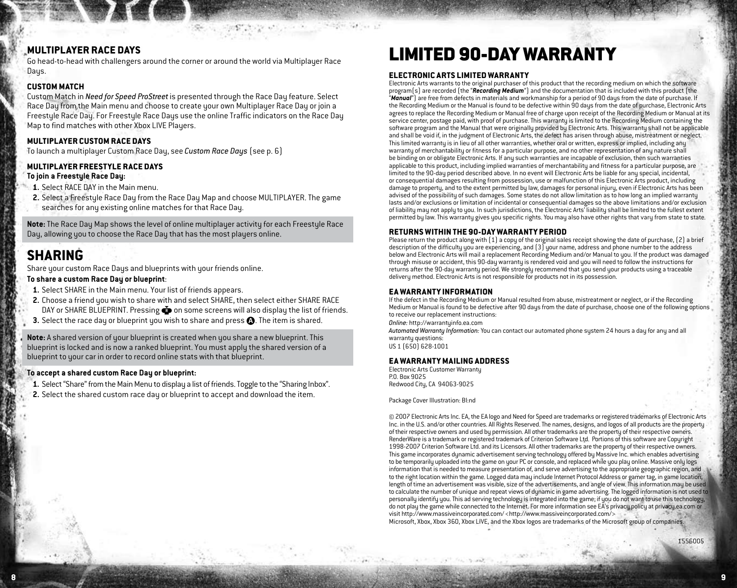### MULTIPLAYER RACE DAYS

Go head-to-head with challengers around the corner or around the world via Multiplayer Race Days.

#### CUSTOM MATCH

Custom Match in *Need for Speed ProStreet* is presented through the Race Day feature. Select Race Day from the Main menu and choose to create your own Multiplayer Race Day or join a Freestyle Race Day. For Freestyle Race Days use the online Traffic indicators on the Race Day Map to find matches with other Xbox LIVE Players.

#### MULTIPLAYER CUSTOM RACE DAYS

To launch a multiplayer Custom Race Day, see *Custom Race Days* (see p. 6)

#### MULTIPLAYER FREESTYLE RACE DAYS

**To join a Freestyle Race Day:**

1. Select RACE DAY in the Main menu.
2. Select a Freestyle Race Day from the Race Day Map and choose MULTIPLAYER. The game searches for any existing online matches for that Race Day.

**Note:** The Race Day Map shows the level of online multiplayer activity for each Freestyle Race Day, allowing you to choose the Race Day that has the most players online.

## SHARING

Share your custom Race Days and blueprints with your friends online.

**To share a custom Race Day or blueprint**:

1. Select SHARE in the Main menu. Your list of friends appears.
2. Choose a friend you wish to share with and select SHARE, then select either SHARE RACE DAY or SHARE BLUEPRINT. Pressing R on some screens will also display the list of friends.
3. Select the race day or blueprint you wish to share and press A. The item is shared.

**Note:** A shared version of your blueprint is created when you share a new blueprint. This blueprint is locked and is now a ranked blueprint. You must apply the shared version of a blueprint to your car in order to record online stats with that blueprint.

**To accept a shared custom Race Day or blueprint:**

1. Select "Share" from the Main Menu to display a list of friends. Toggle to the "Sharing Inbox".
2. Select the shared custom race day or blueprint to accept and download the item.

# LIMITED 90-DAY WARRANTY

### ELECTRONIC ARTS LIMITED WARRANTY

Electronic Arts warrants to the original purchaser of this product that the recording medium on which the software program(s) are recorded (the "***Recording Medium***") and the documentation that is included with this product (the "***Manual***") are free from defects in materials and workmanship for a period of 90 days from the date of purchase. If the Recording Medium or the Manual is found to be defective within 90 days from the date of purchase, Electronic Arts agrees to replace the Recording Medium or Manual free of charge upon receipt of the Recording Medium or Manual at its service center, postage paid, with proof of purchase. This warranty is limited to the Recording Medium containing the software program and the Manual that were originally provided by Electronic Arts. This warranty shall not be applicable and shall be void if, in the judgment of Electronic Arts, the defect has arisen through abuse, mistreatment or neglect. This limited warranty is in lieu of all other warranties, whether oral or written, express or implied, including any warranty of merchantability or fitness for a particular purpose, and no other representation of any nature shall be binding on or obligate Electronic Arts. If any such warranties are incapable of exclusion, then such warranties applicable to this product, including implied warranties of merchantability and fitness for a particular purpose, are limited to the 90-day period described above. In no event will Electronic Arts be liable for any special, incidental, or consequential damages resulting from possession, use or malfunction of this Electronic Arts product, including damage to property, and to the extent permitted by law, damages for personal injury, even if Electronic Arts has been advised of the possibility of such damages. Some states do not allow limitation as to how long an implied warranty lasts and/or exclusions or limitation of incidental or consequential damages so the above limitations and/or exclusion of liability may not apply to you. In such jurisdictions, the Electronic Arts' liability shall be limited to the fullest extent permitted by law. This warranty gives you specific rights. You may also have other rights that vary from state to state.

### RETURNS WITHIN THE 90-DAY WARRANTY PERIOD

Please return the product along with (1) a copy of the original sales receipt showing the date of purchase, (2) a brief description of the difficulty you are experiencing, and (3) your name, address and phone number to the address below and Electronic Arts will mail a replacement Recording Medium and/or Manual to you. If the product was damaged through misuse or accident, this 90-day warranty is rendered void and you will need to follow the instructions for returns after the 90-day warranty period. We strongly recommend that you send your products using a traceable delivery method. Electronic Arts is not responsible for products not in its possession.

### EA WARRANTY INFORMATION

If the defect in the Recording Medium or Manual resulted from abuse, mistreatment or neglect, or if the Recording Medium or Manual is found to be defective after 90 days from the date of purchase, choose one of the following options to receive our replacement instructions:

*Online:* http://warrantyinfo.ea.com

*Automated Warranty Information:* You can contact our automated phone system 24 hours a day for any and all warranty questions:
US 1 (650) 628-1001

### EA WARRANTY MAILING ADDRESS

Electronic Arts Customer Warranty
P.O. Box 9025
Redwood City, CA 94063-9025

Package Cover Illustration: BI:nd

© 2007 Electronic Arts Inc. EA, the EA logo and Need for Speed are trademarks or registered trademarks of Electronic Arts Inc. in the U.S. and/or other countries. All Rights Reserved. The names, designs, and logos of all products are the property of their respective owners and used by permission. All other trademarks are the property of their respective owners. RenderWare is a trademark or registered trademark of Criterion Software Ltd. Portions of this software are Copyright 1998-2007 Criterion Software Ltd. and its Licensors. All other trademarks are the property of their respective owners. This game incorporates dynamic advertisement serving technology offered by Massive Inc. which enables advertising to be temporarily uploaded into the game on your PC or console, and replaced while you play online. Massive only logs information that is needed to measure presentation of, and serve advertising to the appropriate geographic region, and to the right location within the game. Logged data may include Internet Protocol Address or gamer tag, in game location, length of time an advertisement was visible, size of the advertisements, and angle of view. This information may be used to calculate the number of unique and repeat views of dynamic in game advertising. The logged information is not used to personally identify you. This ad serving technology is integrated into the game; if you do not want to use this technology, do not play the game while connected to the Internet. For more information see EA's privacy policy at privacy.ea.com or visit http://www.massiveincorporated.com/ <http://www.massiveincorporated.com/>
Microsoft, Xbox, Xbox 360, Xbox LIVE, and the Xbox logos are trademarks of the Microsoft group of companies.

1556005